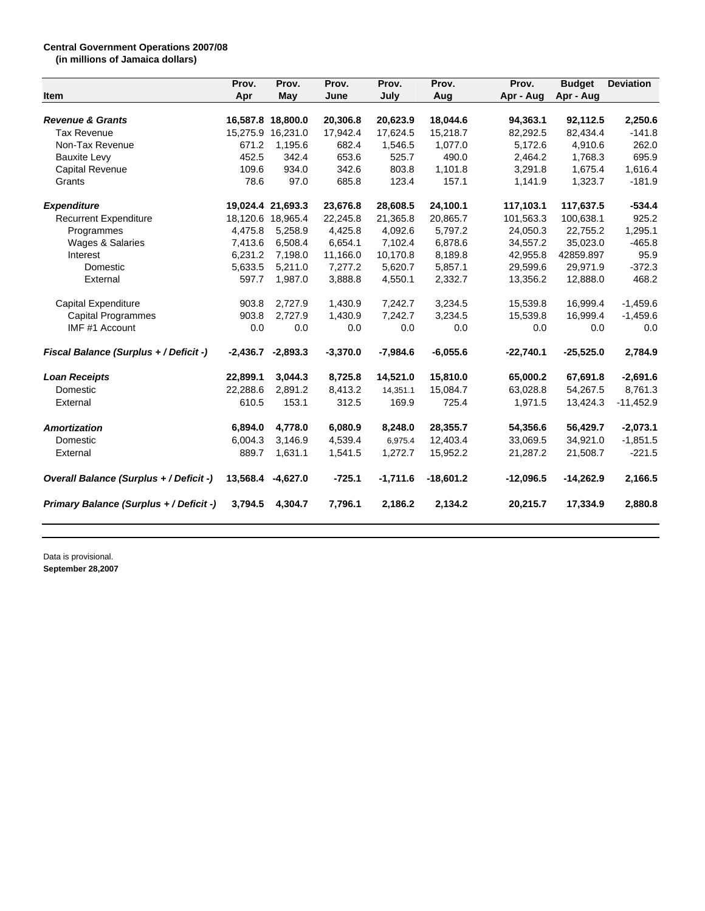**Central Government Operations 2007/08**
**(in millions of Jamaica dollars)**

| Item | Prov. Apr | Prov. May | Prov. June | Prov. July | Prov. Aug | Prov. Apr - Aug | Budget Apr - Aug | Deviation |
|---|---|---|---|---|---|---|---|---|
| ***Revenue & Grants*** | **16,587.8** | **18,800.0** | **20,306.8** | **20,623.9** | **18,044.6** | **94,363.1** | **92,112.5** | **2,250.6** |
| Tax Revenue | 15,275.9 | 16,231.0 | 17,942.4 | 17,624.5 | 15,218.7 | 82,292.5 | 82,434.4 | -141.8 |
| Non-Tax Revenue | 671.2 | 1,195.6 | 682.4 | 1,546.5 | 1,077.0 | 5,172.6 | 4,910.6 | 262.0 |
| Bauxite Levy | 452.5 | 342.4 | 653.6 | 525.7 | 490.0 | 2,464.2 | 1,768.3 | 695.9 |
| Capital Revenue | 109.6 | 934.0 | 342.6 | 803.8 | 1,101.8 | 3,291.8 | 1,675.4 | 1,616.4 |
| Grants | 78.6 | 97.0 | 685.8 | 123.4 | 157.1 | 1,141.9 | 1,323.7 | -181.9 |
| ***Expenditure*** | **19,024.4** | **21,693.3** | **23,676.8** | **28,608.5** | **24,100.1** | **117,103.1** | **117,637.5** | **-534.4** |
| Recurrent Expenditure | 18,120.6 | 18,965.4 | 22,245.8 | 21,365.8 | 20,865.7 | 101,563.3 | 100,638.1 | 925.2 |
| Programmes | 4,475.8 | 5,258.9 | 4,425.8 | 4,092.6 | 5,797.2 | 24,050.3 | 22,755.2 | 1,295.1 |
| Wages & Salaries | 7,413.6 | 6,508.4 | 6,654.1 | 7,102.4 | 6,878.6 | 34,557.2 | 35,023.0 | -465.8 |
| Interest | 6,231.2 | 7,198.0 | 11,166.0 | 10,170.8 | 8,189.8 | 42,955.8 | 42859.897 | 95.9 |
| Domestic | 5,633.5 | 5,211.0 | 7,277.2 | 5,620.7 | 5,857.1 | 29,599.6 | 29,971.9 | -372.3 |
| External | 597.7 | 1,987.0 | 3,888.8 | 4,550.1 | 2,332.7 | 13,356.2 | 12,888.0 | 468.2 |
| Capital Expenditure | 903.8 | 2,727.9 | 1,430.9 | 7,242.7 | 3,234.5 | 15,539.8 | 16,999.4 | -1,459.6 |
| Capital Programmes | 903.8 | 2,727.9 | 1,430.9 | 7,242.7 | 3,234.5 | 15,539.8 | 16,999.4 | -1,459.6 |
| IMF #1 Account | 0.0 | 0.0 | 0.0 | 0.0 | 0.0 | 0.0 | 0.0 | 0.0 |
| ***Fiscal Balance (Surplus + / Deficit -)*** | **-2,436.7** | **-2,893.3** | **-3,370.0** | **-7,984.6** | **-6,055.6** | **-22,740.1** | **-25,525.0** | **2,784.9** |
| ***Loan Receipts*** | **22,899.1** | **3,044.3** | **8,725.8** | **14,521.0** | **15,810.0** | **65,000.2** | **67,691.8** | **-2,691.6** |
| Domestic | 22,288.6 | 2,891.2 | 8,413.2 | 14,351.1 | 15,084.7 | 63,028.8 | 54,267.5 | 8,761.3 |
| External | 610.5 | 153.1 | 312.5 | 169.9 | 725.4 | 1,971.5 | 13,424.3 | -11,452.9 |
| ***Amortization*** | **6,894.0** | **4,778.0** | **6,080.9** | **8,248.0** | **28,355.7** | **54,356.6** | **56,429.7** | **-2,073.1** |
| Domestic | 6,004.3 | 3,146.9 | 4,539.4 | 6,975.4 | 12,403.4 | 33,069.5 | 34,921.0 | -1,851.5 |
| External | 889.7 | 1,631.1 | 1,541.5 | 1,272.7 | 15,952.2 | 21,287.2 | 21,508.7 | -221.5 |
| ***Overall Balance (Surplus + / Deficit -)*** | **13,568.4** | **-4,627.0** | **-725.1** | **-1,711.6** | **-18,601.2** | **-12,096.5** | **-14,262.9** | **2,166.5** |
| ***Primary Balance (Surplus + / Deficit -)*** | **3,794.5** | **4,304.7** | **7,796.1** | **2,186.2** | **2,134.2** | **20,215.7** | **17,334.9** | **2,880.8** |

Data is provisional.
**September 28,2007**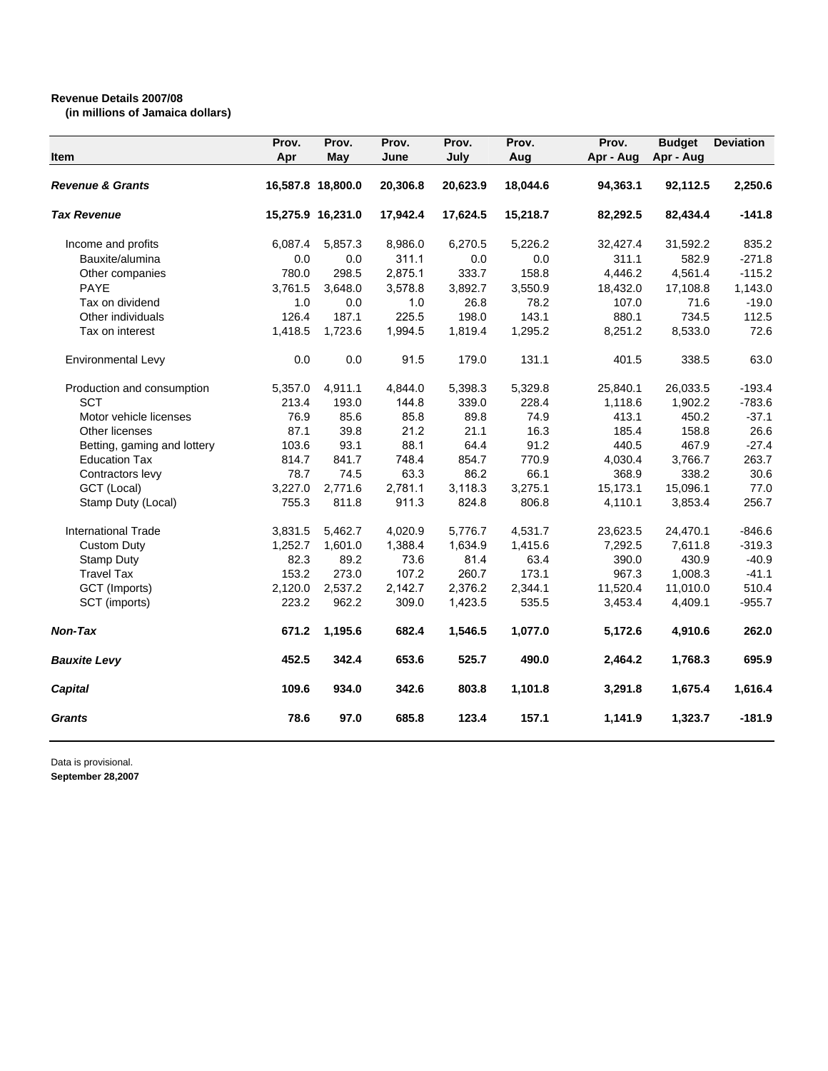**Revenue Details 2007/08**
**(in millions of Jamaica dollars)**

| Item | Prov. Apr | Prov. May | Prov. June | Prov. July | Prov. Aug | Prov. Apr - Aug | Budget Apr - Aug | Deviation |
|---|---|---|---|---|---|---|---|---|
| ***Revenue & Grants*** | **16,587.8** | **18,800.0** | **20,306.8** | **20,623.9** | **18,044.6** | **94,363.1** | **92,112.5** | **2,250.6** |
| ***Tax Revenue*** | **15,275.9** | **16,231.0** | **17,942.4** | **17,624.5** | **15,218.7** | **82,292.5** | **82,434.4** | **-141.8** |
| Income and profits | 6,087.4 | 5,857.3 | 8,986.0 | 6,270.5 | 5,226.2 | 32,427.4 | 31,592.2 | 835.2 |
| Bauxite/alumina | 0.0 | 0.0 | 311.1 | 0.0 | 0.0 | 311.1 | 582.9 | -271.8 |
| Other companies | 780.0 | 298.5 | 2,875.1 | 333.7 | 158.8 | 4,446.2 | 4,561.4 | -115.2 |
| PAYE | 3,761.5 | 3,648.0 | 3,578.8 | 3,892.7 | 3,550.9 | 18,432.0 | 17,108.8 | 1,143.0 |
| Tax on dividend | 1.0 | 0.0 | 1.0 | 26.8 | 78.2 | 107.0 | 71.6 | -19.0 |
| Other individuals | 126.4 | 187.1 | 225.5 | 198.0 | 143.1 | 880.1 | 734.5 | 112.5 |
| Tax on interest | 1,418.5 | 1,723.6 | 1,994.5 | 1,819.4 | 1,295.2 | 8,251.2 | 8,533.0 | 72.6 |
| Environmental Levy | 0.0 | 0.0 | 91.5 | 179.0 | 131.1 | 401.5 | 338.5 | 63.0 |
| Production and consumption | 5,357.0 | 4,911.1 | 4,844.0 | 5,398.3 | 5,329.8 | 25,840.1 | 26,033.5 | -193.4 |
| SCT | 213.4 | 193.0 | 144.8 | 339.0 | 228.4 | 1,118.6 | 1,902.2 | -783.6 |
| Motor vehicle licenses | 76.9 | 85.6 | 85.8 | 89.8 | 74.9 | 413.1 | 450.2 | -37.1 |
| Other licenses | 87.1 | 39.8 | 21.2 | 21.1 | 16.3 | 185.4 | 158.8 | 26.6 |
| Betting, gaming and lottery | 103.6 | 93.1 | 88.1 | 64.4 | 91.2 | 440.5 | 467.9 | -27.4 |
| Education Tax | 814.7 | 841.7 | 748.4 | 854.7 | 770.9 | 4,030.4 | 3,766.7 | 263.7 |
| Contractors levy | 78.7 | 74.5 | 63.3 | 86.2 | 66.1 | 368.9 | 338.2 | 30.6 |
| GCT (Local) | 3,227.0 | 2,771.6 | 2,781.1 | 3,118.3 | 3,275.1 | 15,173.1 | 15,096.1 | 77.0 |
| Stamp Duty (Local) | 755.3 | 811.8 | 911.3 | 824.8 | 806.8 | 4,110.1 | 3,853.4 | 256.7 |
| International Trade | 3,831.5 | 5,462.7 | 4,020.9 | 5,776.7 | 4,531.7 | 23,623.5 | 24,470.1 | -846.6 |
| Custom Duty | 1,252.7 | 1,601.0 | 1,388.4 | 1,634.9 | 1,415.6 | 7,292.5 | 7,611.8 | -319.3 |
| Stamp Duty | 82.3 | 89.2 | 73.6 | 81.4 | 63.4 | 390.0 | 430.9 | -40.9 |
| Travel Tax | 153.2 | 273.0 | 107.2 | 260.7 | 173.1 | 967.3 | 1,008.3 | -41.1 |
| GCT (Imports) | 2,120.0 | 2,537.2 | 2,142.7 | 2,376.2 | 2,344.1 | 11,520.4 | 11,010.0 | 510.4 |
| SCT (imports) | 223.2 | 962.2 | 309.0 | 1,423.5 | 535.5 | 3,453.4 | 4,409.1 | -955.7 |
| ***Non-Tax*** | **671.2** | **1,195.6** | **682.4** | **1,546.5** | **1,077.0** | **5,172.6** | **4,910.6** | **262.0** |
| ***Bauxite Levy*** | **452.5** | **342.4** | **653.6** | **525.7** | **490.0** | **2,464.2** | **1,768.3** | **695.9** |
| ***Capital*** | **109.6** | **934.0** | **342.6** | **803.8** | **1,101.8** | **3,291.8** | **1,675.4** | **1,616.4** |
| ***Grants*** | **78.6** | **97.0** | **685.8** | **123.4** | **157.1** | **1,141.9** | **1,323.7** | **-181.9** |

Data is provisional.
**September 28,2007**